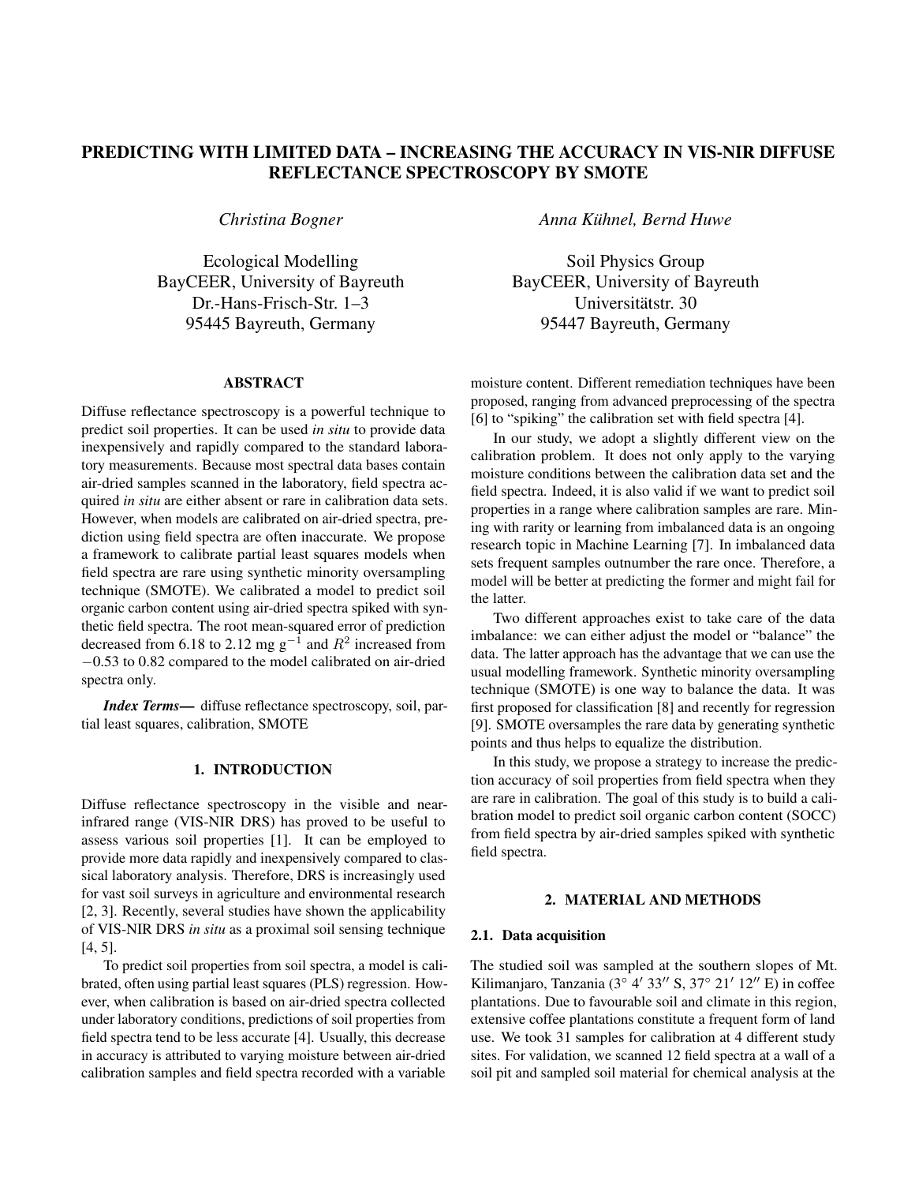# PREDICTING WITH LIMITED DATA – INCREASING THE ACCURACY IN VIS-NIR DIFFUSE REFLECTANCE SPECTROSCOPY BY SMOTE

*Christina Bogner*

Ecological Modelling
BayCEER, University of Bayreuth
Dr.-Hans-Frisch-Str. 1–3
95445 Bayreuth, Germany

*Anna Kühnel, Bernd Huwe*

Soil Physics Group
BayCEER, University of Bayreuth
Universitätstr. 30
95447 Bayreuth, Germany

## ABSTRACT

Diffuse reflectance spectroscopy is a powerful technique to predict soil properties. It can be used *in situ* to provide data inexpensively and rapidly compared to the standard laboratory measurements. Because most spectral data bases contain air-dried samples scanned in the laboratory, field spectra acquired *in situ* are either absent or rare in calibration data sets. However, when models are calibrated on air-dried spectra, prediction using field spectra are often inaccurate. We propose a framework to calibrate partial least squares models when field spectra are rare using synthetic minority oversampling technique (SMOTE). We calibrated a model to predict soil organic carbon content using air-dried spectra spiked with synthetic field spectra. The root mean-squared error of prediction decreased from 6.18 to 2.12 mg $g^{-1}$ and $R^2$ increased from $-0.53$ to 0.82 compared to the model calibrated on air-dried spectra only.

***Index Terms*—** diffuse reflectance spectroscopy, soil, partial least squares, calibration, SMOTE

## 1. INTRODUCTION

Diffuse reflectance spectroscopy in the visible and near-infrared range (VIS-NIR DRS) has proved to be useful to assess various soil properties [1]. It can be employed to provide more data rapidly and inexpensively compared to classical laboratory analysis. Therefore, DRS is increasingly used for vast soil surveys in agriculture and environmental research [2, 3]. Recently, several studies have shown the applicability of VIS-NIR DRS *in situ* as a proximal soil sensing technique [4, 5].

To predict soil properties from soil spectra, a model is calibrated, often using partial least squares (PLS) regression. However, when calibration is based on air-dried spectra collected under laboratory conditions, predictions of soil properties from field spectra tend to be less accurate [4]. Usually, this decrease in accuracy is attributed to varying moisture between air-dried calibration samples and field spectra recorded with a variable moisture content. Different remediation techniques have been proposed, ranging from advanced preprocessing of the spectra [6] to "spiking" the calibration set with field spectra [4].

In our study, we adopt a slightly different view on the calibration problem. It does not only apply to the varying moisture conditions between the calibration data set and the field spectra. Indeed, it is also valid if we want to predict soil properties in a range where calibration samples are rare. Mining with rarity or learning from imbalanced data is an ongoing research topic in Machine Learning [7]. In imbalanced data sets frequent samples outnumber the rare once. Therefore, a model will be better at predicting the former and might fail for the latter.

Two different approaches exist to take care of the data imbalance: we can either adjust the model or "balance" the data. The latter approach has the advantage that we can use the usual modelling framework. Synthetic minority oversampling technique (SMOTE) is one way to balance the data. It was first proposed for classification [8] and recently for regression [9]. SMOTE oversamples the rare data by generating synthetic points and thus helps to equalize the distribution.

In this study, we propose a strategy to increase the prediction accuracy of soil properties from field spectra when they are rare in calibration. The goal of this study is to build a calibration model to predict soil organic carbon content (SOCC) from field spectra by air-dried samples spiked with synthetic field spectra.

## 2. MATERIAL AND METHODS

### 2.1. Data acquisition

The studied soil was sampled at the southern slopes of Mt. Kilimanjaro, Tanzania ($3^\circ\ 4'\ 33''$ S, $37^\circ\ 21'\ 12''$ E) in coffee plantations. Due to favourable soil and climate in this region, extensive coffee plantations constitute a frequent form of land use. We took 31 samples for calibration at 4 different study sites. For validation, we scanned 12 field spectra at a wall of a soil pit and sampled soil material for chemical analysis at the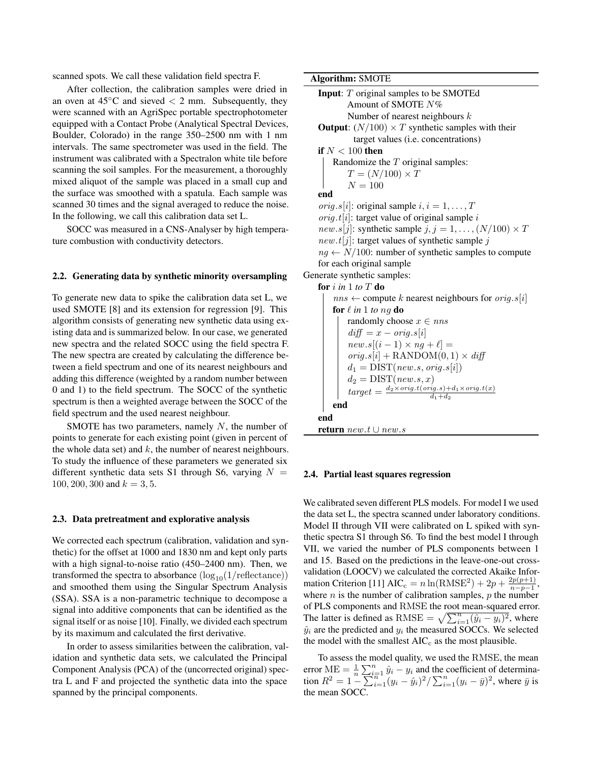scanned spots. We call these validation field spectra F.

After collection, the calibration samples were dried in an oven at 45°C and sieved < 2 mm. Subsequently, they were scanned with an AgriSpec portable spectrophotometer equipped with a Contact Probe (Analytical Spectral Devices, Boulder, Colorado) in the range 350–2500 nm with 1 nm intervals. The same spectrometer was used in the field. The instrument was calibrated with a Spectralon white tile before scanning the soil samples. For the measurement, a thoroughly mixed aliquot of the sample was placed in a small cup and the surface was smoothed with a spatula. Each sample was scanned 30 times and the signal averaged to reduce the noise. In the following, we call this calibration data set L.

SOCC was measured in a CNS-Analyser by high temperature combustion with conductivity detectors.

### 2.2. Generating data by synthetic minority oversampling

To generate new data to spike the calibration data set L, we used SMOTE [8] and its extension for regression [9]. This algorithm consists of generating new synthetic data using existing data and is summarized below. In our case, we generated new spectra and the related SOCC using the field spectra F. The new spectra are created by calculating the difference between a field spectrum and one of its nearest neighbours and adding this difference (weighted by a random number between 0 and 1) to the field spectrum. The SOCC of the synthetic spectrum is then a weighted average between the SOCC of the field spectrum and the used nearest neighbour.

SMOTE has two parameters, namely $N$, the number of points to generate for each existing point (given in percent of the whole data set) and $k$, the number of nearest neighbours. To study the influence of these parameters we generated six different synthetic data sets S1 through S6, varying $N = 100, 200, 300$ and $k = 3, 5$.

### 2.3. Data pretreatment and explorative analysis

We corrected each spectrum (calibration, validation and synthetic) for the offset at 1000 and 1830 nm and kept only parts with a high signal-to-noise ratio (450–2400 nm). Then, we transformed the spectra to absorbance ($\log_{10}(1/\text{reflectance})$) and smoothed them using the Singular Spectrum Analysis (SSA). SSA is a non-parametric technique to decompose a signal into additive components that can be identified as the signal itself or as noise [10]. Finally, we divided each spectrum by its maximum and calculated the first derivative.

In order to assess similarities between the calibration, validation and synthetic data sets, we calculated the Principal Component Analysis (PCA) of the (uncorrected original) spectra L and F and projected the synthetic data into the space spanned by the principal components.

**Algorithm:** SMOTE

**Input**: $T$ original samples to be SMOTEd
  Amount of SMOTE $N\%$
  Number of nearest neighbours $k$
**Output**: $(N/100) \times T$ synthetic samples with their target values (i.e. concentrations)

**if** $N < 100$ **then**
  Randomize the $T$ original samples:
  $T = (N/100) \times T$
  $N = 100$
**end**
$orig.s[i]$: original sample $i, i = 1, \ldots, T$
$orig.t[i]$: target value of original sample $i$
$new.s[j]$: synthetic sample $j, j = 1, \ldots, (N/100) \times T$
$new.t[j]$: target values of synthetic sample $j$
$ng \leftarrow N/100$: number of synthetic samples to compute for each original sample

Generate synthetic samples:
**for** $i$ *in* 1 *to* $T$ **do**
  $nns \leftarrow$ compute $k$ nearest neighbours for $orig.s[i]$
  **for** $\ell$ *in* 1 *to* $ng$ **do**
    randomly choose $x \in nns$
    $diff = x - orig.s[i]$
    $new.s[(i-1) \times ng + \ell] =$
    $orig.s[i] + \text{RANDOM}(0,1) \times diff$
    $d_1 = \text{DIST}(new.s, orig.s[i])$
    $d_2 = \text{DIST}(new.s, x)$
    $target = \frac{d_2 \times orig.t(orig.s) + d_1 \times orig.t(x)}{d_1 + d_2}$
  **end**
**end**
**return** $new.t \cup new.s$

### 2.4. Partial least squares regression

We calibrated seven different PLS models. For model I we used the data set L, the spectra scanned under laboratory conditions. Model II through VII were calibrated on L spiked with synthetic spectra S1 through S6. To find the best model I through VII, we varied the number of PLS components between 1 and 15. Based on the predictions in the leave-one-out cross-validation (LOOCV) we calculated the corrected Akaike Information Criterion [11] $\text{AIC}_\text{c} = n \ln(\text{RMSE}^2) + 2p + \frac{2p(p+1)}{n-p-1}$, where $n$ is the number of calibration samples, $p$ the number of PLS components and RMSE the root mean-squared error. The latter is defined as $\text{RMSE} = \sqrt{\sum_{i=1}^{n}(\hat{y}_i - y_i)^2}$, where $\hat{y}_i$ are the predicted and $y_i$ the measured SOCCs. We selected the model with the smallest $\text{AIC}_\text{c}$ as the most plausible.

To assess the model quality, we used the RMSE, the mean error $\text{ME} = \frac{1}{n}\sum_{i=1}^{n} \hat{y}_i - y_i$ and the coefficient of determination $R^2 = 1 - \sum_{i=1}^{n}(y_i - \hat{y}_i)^2 / \sum_{i=1}^{n}(y_i - \bar{y})^2$, where $\bar{y}$ is the mean SOCC.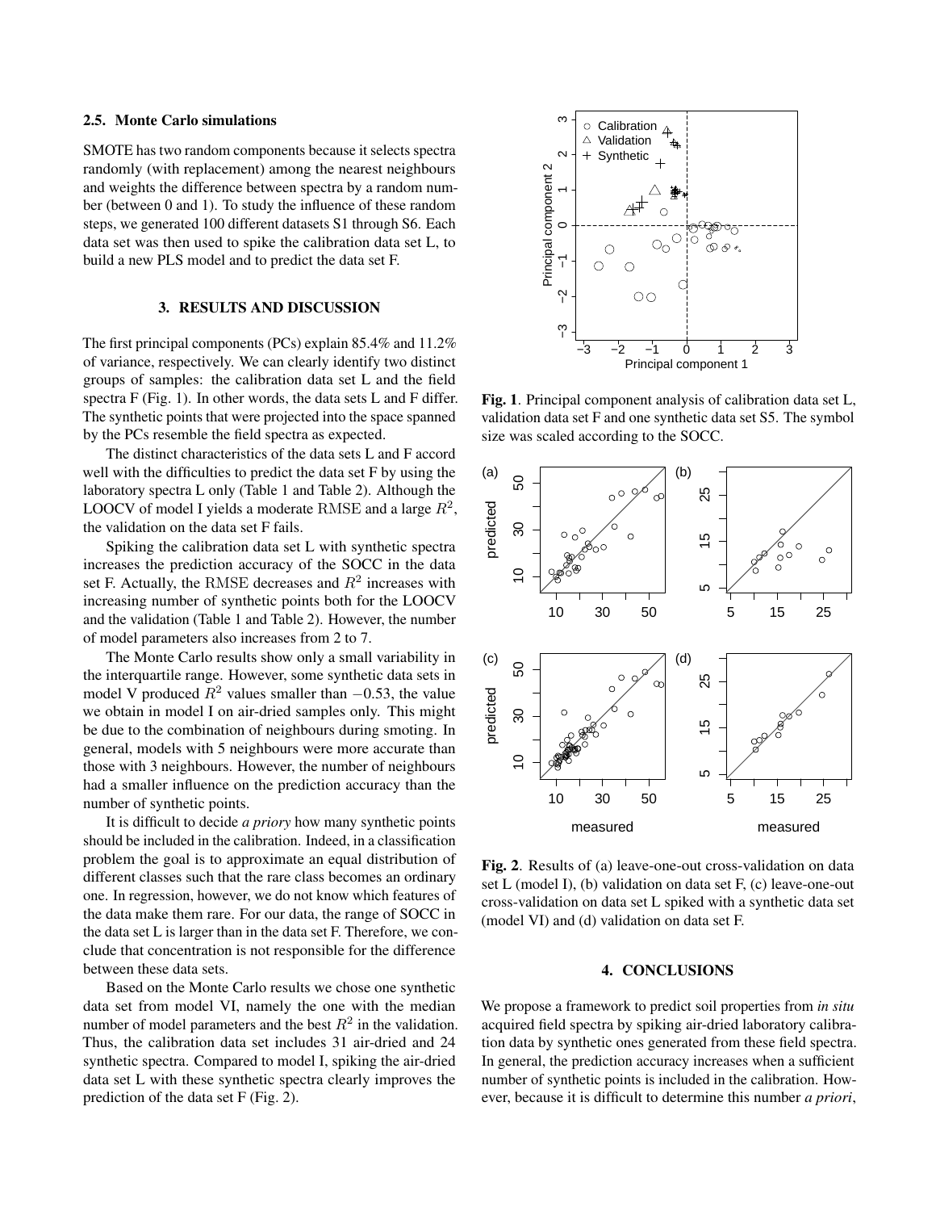### 2.5. Monte Carlo simulations

SMOTE has two random components because it selects spectra randomly (with replacement) among the nearest neighbours and weights the difference between spectra by a random number (between 0 and 1). To study the influence of these random steps, we generated 100 different datasets S1 through S6. Each data set was then used to spike the calibration data set L, to build a new PLS model and to predict the data set F.

## 3. RESULTS AND DISCUSSION

The first principal components (PCs) explain 85.4% and 11.2% of variance, respectively. We can clearly identify two distinct groups of samples: the calibration data set L and the field spectra F (Fig. 1). In other words, the data sets L and F differ. The synthetic points that were projected into the space spanned by the PCs resemble the field spectra as expected.

The distinct characteristics of the data sets L and F accord well with the difficulties to predict the data set F by using the laboratory spectra L only (Table 1 and Table 2). Although the LOOCV of model I yields a moderate $\mathrm{RMSE}$ and a large $R^2$, the validation on the data set F fails.

Spiking the calibration data set L with synthetic spectra increases the prediction accuracy of the SOCC in the data set F. Actually, the $\mathrm{RMSE}$ decreases and $R^2$ increases with increasing number of synthetic points both for the LOOCV and the validation (Table 1 and Table 2). However, the number of model parameters also increases from 2 to 7.

The Monte Carlo results show only a small variability in the interquartile range. However, some synthetic data sets in model V produced $R^2$ values smaller than $-0.53$, the value we obtain in model I on air-dried samples only. This might be due to the combination of neighbours during smoting. In general, models with 5 neighbours were more accurate than those with 3 neighbours. However, the number of neighbours had a smaller influence on the prediction accuracy than the number of synthetic points.

It is difficult to decide *a priory* how many synthetic points should be included in the calibration. Indeed, in a classification problem the goal is to approximate an equal distribution of different classes such that the rare class becomes an ordinary one. In regression, however, we do not know which features of the data make them rare. For our data, the range of SOCC in the data set L is larger than in the data set F. Therefore, we conclude that concentration is not responsible for the difference between these data sets.

Based on the Monte Carlo results we chose one synthetic data set from model VI, namely the one with the median number of model parameters and the best $R^2$ in the validation. Thus, the calibration data set includes 31 air-dried and 24 synthetic spectra. Compared to model I, spiking the air-dried data set L with these synthetic spectra clearly improves the prediction of the data set F (Fig. 2).

**Fig. 1**. Principal component analysis of calibration data set L, validation data set F and one synthetic data set S5. The symbol size was scaled according to the SOCC.

**Fig. 2**. Results of (a) leave-one-out cross-validation on data set L (model I), (b) validation on data set F, (c) leave-one-out cross-validation on data set L spiked with a synthetic data set (model VI) and (d) validation on data set F.

## 4. CONCLUSIONS

We propose a framework to predict soil properties from *in situ* acquired field spectra by spiking air-dried laboratory calibration data by synthetic ones generated from these field spectra. In general, the prediction accuracy increases when a sufficient number of synthetic points is included in the calibration. However, because it is difficult to determine this number *a priori*,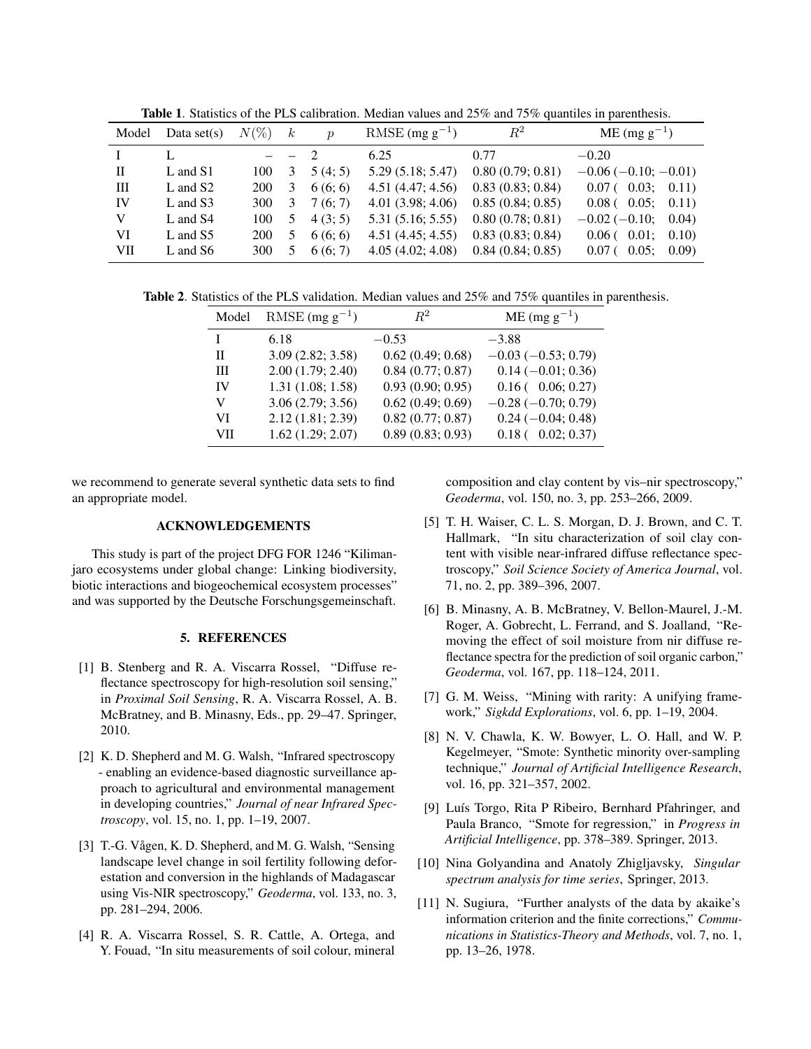**Table 1**. Statistics of the PLS calibration. Median values and 25% and 75% quantiles in parenthesis.

| Model | Data set(s) | $N(\%)$ | $k$ | $p$ | RMSE (mg g$^{-1}$) | $R^2$ | ME (mg g$^{-1}$) |
|---|---|---|---|---|---|---|---|
| I | L | – | – | 2 | 6.25 | 0.77 | −0.20 |
| II | L and S1 | 100 | 3 | 5 (4; 5) | 5.29 (5.18; 5.47) | 0.80 (0.79; 0.81) | −0.06 (−0.10; −0.01) |
| III | L and S2 | 200 | 3 | 6 (6; 6) | 4.51 (4.47; 4.56) | 0.83 (0.83; 0.84) | 0.07 ( 0.03; 0.11) |
| IV | L and S3 | 300 | 3 | 7 (6; 7) | 4.01 (3.98; 4.06) | 0.85 (0.84; 0.85) | 0.08 ( 0.05; 0.11) |
| V | L and S4 | 100 | 5 | 4 (3; 5) | 5.31 (5.16; 5.55) | 0.80 (0.78; 0.81) | −0.02 (−0.10; 0.04) |
| VI | L and S5 | 200 | 5 | 6 (6; 6) | 4.51 (4.45; 4.55) | 0.83 (0.83; 0.84) | 0.06 ( 0.01; 0.10) |
| VII | L and S6 | 300 | 5 | 6 (6; 7) | 4.05 (4.02; 4.08) | 0.84 (0.84; 0.85) | 0.07 ( 0.05; 0.09) |

**Table 2**. Statistics of the PLS validation. Median values and 25% and 75% quantiles in parenthesis.

| Model | RMSE (mg g$^{-1}$) | $R^2$ | ME (mg g$^{-1}$) |
|---|---|---|---|
| I | 6.18 | −0.53 | −3.88 |
| II | 3.09 (2.82; 3.58) | 0.62 (0.49; 0.68) | −0.03 (−0.53; 0.79) |
| III | 2.00 (1.79; 2.40) | 0.84 (0.77; 0.87) | 0.14 (−0.01; 0.36) |
| IV | 1.31 (1.08; 1.58) | 0.93 (0.90; 0.95) | 0.16 ( 0.06; 0.27) |
| V | 3.06 (2.79; 3.56) | 0.62 (0.49; 0.69) | −0.28 (−0.70; 0.79) |
| VI | 2.12 (1.81; 2.39) | 0.82 (0.77; 0.87) | 0.24 (−0.04; 0.48) |
| VII | 1.62 (1.29; 2.07) | 0.89 (0.83; 0.93) | 0.18 ( 0.02; 0.37) |

we recommend to generate several synthetic data sets to find an appropriate model.

## ACKNOWLEDGEMENTS

This study is part of the project DFG FOR 1246 "Kilimanjaro ecosystems under global change: Linking biodiversity, biotic interactions and biogeochemical ecosystem processes" and was supported by the Deutsche Forschungsgemeinschaft.

## 5. REFERENCES

[1] B. Stenberg and R. A. Viscarra Rossel, "Diffuse reflectance spectroscopy for high-resolution soil sensing," in *Proximal Soil Sensing*, R. A. Viscarra Rossel, A. B. McBratney, and B. Minasny, Eds., pp. 29–47. Springer, 2010.

[2] K. D. Shepherd and M. G. Walsh, "Infrared spectroscopy - enabling an evidence-based diagnostic surveillance approach to agricultural and environmental management in developing countries," *Journal of near Infrared Spectroscopy*, vol. 15, no. 1, pp. 1–19, 2007.

[3] T.-G. Vågen, K. D. Shepherd, and M. G. Walsh, "Sensing landscape level change in soil fertility following deforestation and conversion in the highlands of Madagascar using Vis-NIR spectroscopy," *Geoderma*, vol. 133, no. 3, pp. 281–294, 2006.

[4] R. A. Viscarra Rossel, S. R. Cattle, A. Ortega, and Y. Fouad, "In situ measurements of soil colour, mineral composition and clay content by vis–nir spectroscopy," *Geoderma*, vol. 150, no. 3, pp. 253–266, 2009.

[5] T. H. Waiser, C. L. S. Morgan, D. J. Brown, and C. T. Hallmark, "In situ characterization of soil clay content with visible near-infrared diffuse reflectance spectroscopy," *Soil Science Society of America Journal*, vol. 71, no. 2, pp. 389–396, 2007.

[6] B. Minasny, A. B. McBratney, V. Bellon-Maurel, J.-M. Roger, A. Gobrecht, L. Ferrand, and S. Joalland, "Removing the effect of soil moisture from nir diffuse reflectance spectra for the prediction of soil organic carbon," *Geoderma*, vol. 167, pp. 118–124, 2011.

[7] G. M. Weiss, "Mining with rarity: A unifying framework," *Sigkdd Explorations*, vol. 6, pp. 1–19, 2004.

[8] N. V. Chawla, K. W. Bowyer, L. O. Hall, and W. P. Kegelmeyer, "Smote: Synthetic minority over-sampling technique," *Journal of Artificial Intelligence Research*, vol. 16, pp. 321–357, 2002.

[9] Luís Torgo, Rita P Ribeiro, Bernhard Pfahringer, and Paula Branco, "Smote for regression," in *Progress in Artificial Intelligence*, pp. 378–389. Springer, 2013.

[10] Nina Golyandina and Anatoly Zhigljavsky, *Singular spectrum analysis for time series*, Springer, 2013.

[11] N. Sugiura, "Further analysts of the data by akaike's information criterion and the finite corrections," *Communications in Statistics-Theory and Methods*, vol. 7, no. 1, pp. 13–26, 1978.